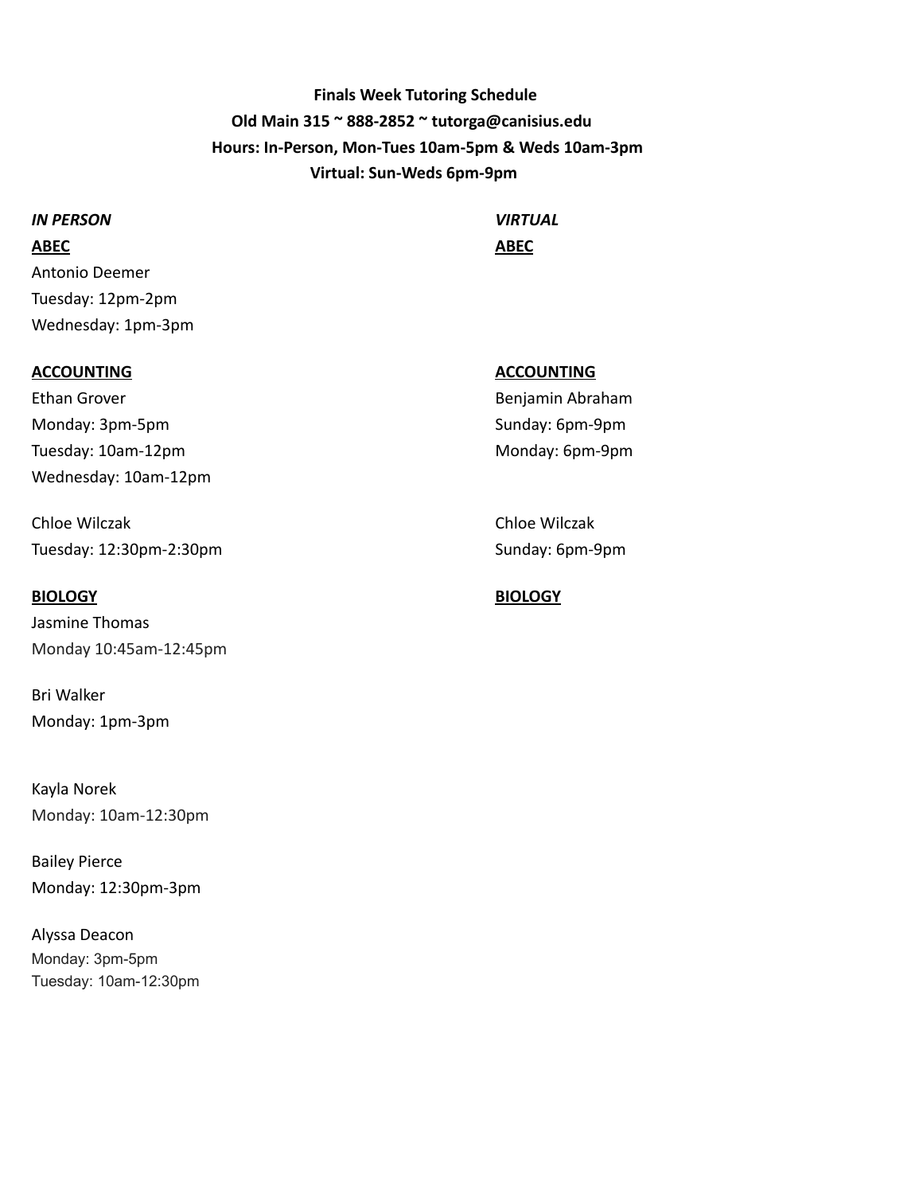**Finals Week Tutoring Schedule**

**Old Main 315 ~ 888-2852 ~ tutorga@canisius.edu**

**Hours: In-Person, Mon-Tues 10am-5pm & Weds 10am-3pm**

**Virtual: Sun-Weds 6pm-9pm**

## *IN PERSON*

**ABEC**

Antonio Deemer
Tuesday: 12pm-2pm
Wednesday: 1pm-3pm

**ACCOUNTING**

Ethan Grover
Monday: 3pm-5pm
Tuesday: 10am-12pm
Wednesday: 10am-12pm

Chloe Wilczak
Tuesday: 12:30pm-2:30pm

**BIOLOGY**

Jasmine Thomas
Monday 10:45am-12:45pm

Bri Walker
Monday: 1pm-3pm

Kayla Norek
Monday: 10am-12:30pm

Bailey Pierce
Monday: 12:30pm-3pm

Alyssa Deacon
Monday: 3pm-5pm
Tuesday: 10am-12:30pm

## *VIRTUAL*

**ABEC**

**ACCOUNTING**

Benjamin Abraham
Sunday: 6pm-9pm
Monday: 6pm-9pm

Chloe Wilczak
Sunday: 6pm-9pm

**BIOLOGY**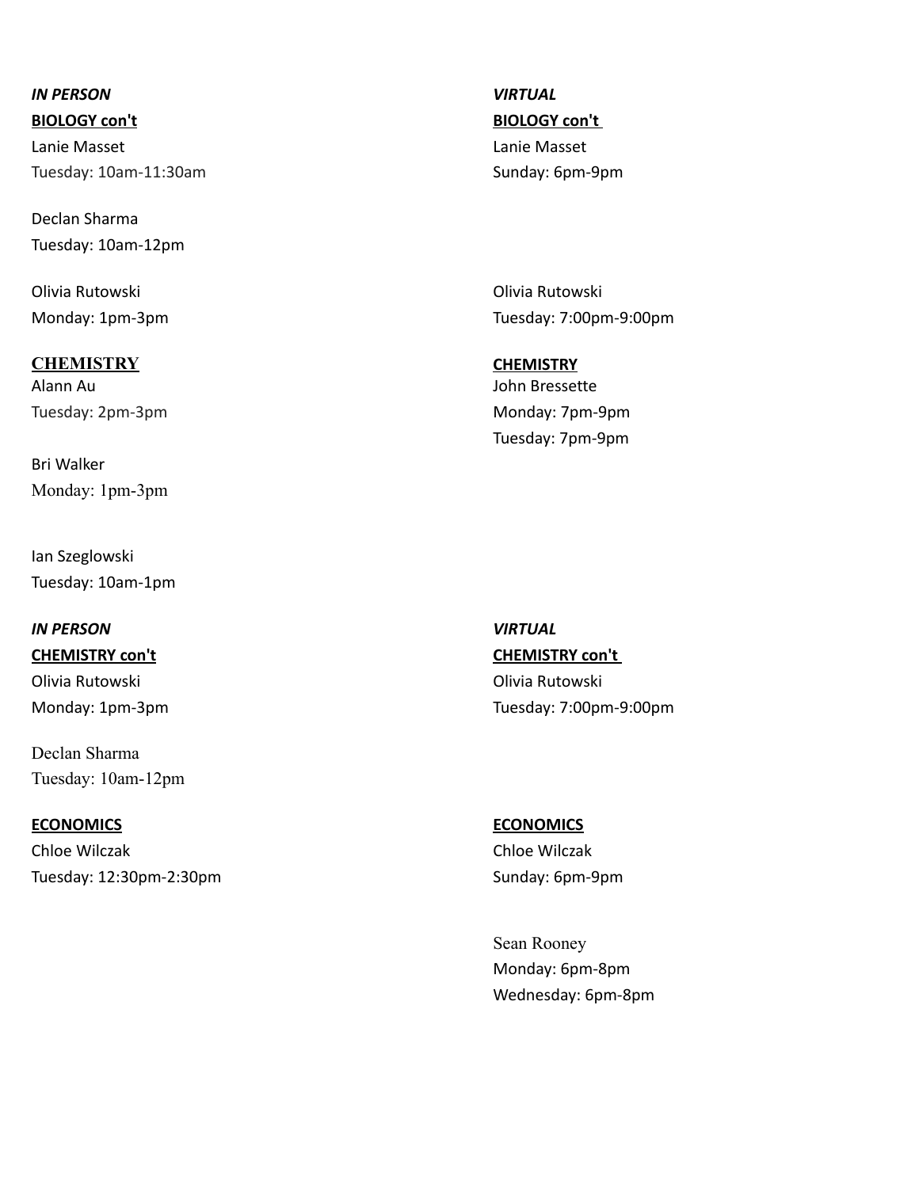***IN PERSON***

**BIOLOGY con't**

Lanie Masset
Tuesday: 10am-11:30am

Declan Sharma
Tuesday: 10am-12pm

Olivia Rutowski
Monday: 1pm-3pm

**CHEMISTRY**

Alann Au
Tuesday: 2pm-3pm

Bri Walker
Monday: 1pm-3pm

Ian Szeglowski
Tuesday: 10am-1pm

***VIRTUAL***

**BIOLOGY con't**

Lanie Masset
Sunday: 6pm-9pm

Olivia Rutowski
Tuesday: 7:00pm-9:00pm

**CHEMISTRY**

John Bressette
Monday: 7pm-9pm
Tuesday: 7pm-9pm

***IN PERSON***

**CHEMISTRY con't**

Olivia Rutowski
Monday: 1pm-3pm

Declan Sharma
Tuesday: 10am-12pm

**ECONOMICS**

Chloe Wilczak
Tuesday: 12:30pm-2:30pm

***VIRTUAL***

**CHEMISTRY con't**

Olivia Rutowski
Tuesday: 7:00pm-9:00pm

**ECONOMICS**

Chloe Wilczak
Sunday: 6pm-9pm

Sean Rooney
Monday: 6pm-8pm
Wednesday: 6pm-8pm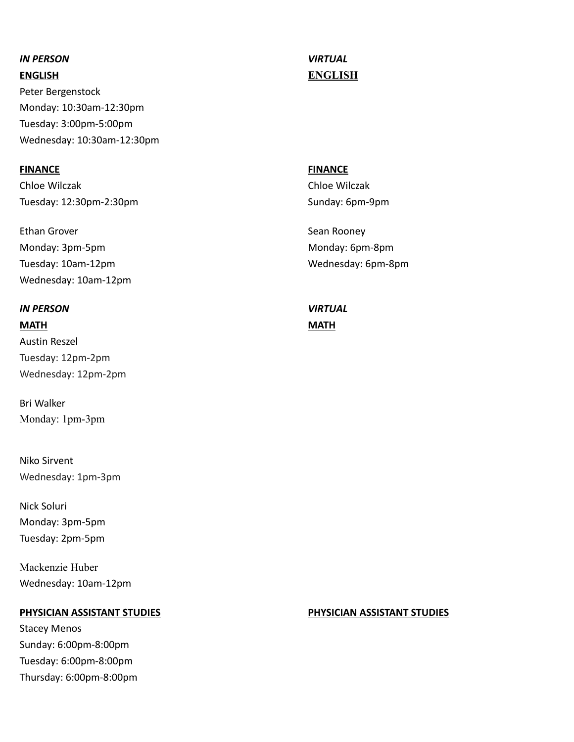***IN PERSON***

**ENGLISH**

Peter Bergenstock
Monday: 10:30am-12:30pm
Tuesday: 3:00pm-5:00pm
Wednesday: 10:30am-12:30pm

**FINANCE**

Chloe Wilczak
Tuesday: 12:30pm-2:30pm

Ethan Grover
Monday: 3pm-5pm
Tuesday: 10am-12pm
Wednesday: 10am-12pm

***VIRTUAL***

**ENGLISH**

**FINANCE**

Chloe Wilczak
Sunday: 6pm-9pm

Sean Rooney
Monday: 6pm-8pm
Wednesday: 6pm-8pm

***IN PERSON***

**MATH**

Austin Reszel
Tuesday: 12pm-2pm
Wednesday: 12pm-2pm

Bri Walker
Monday: 1pm-3pm

Niko Sirvent
Wednesday: 1pm-3pm

Nick Soluri
Monday: 3pm-5pm
Tuesday: 2pm-5pm

Mackenzie Huber
Wednesday: 10am-12pm

**PHYSICIAN ASSISTANT STUDIES**

Stacey Menos
Sunday: 6:00pm-8:00pm
Tuesday: 6:00pm-8:00pm
Thursday: 6:00pm-8:00pm

***VIRTUAL***

**MATH**

**PHYSICIAN ASSISTANT STUDIES**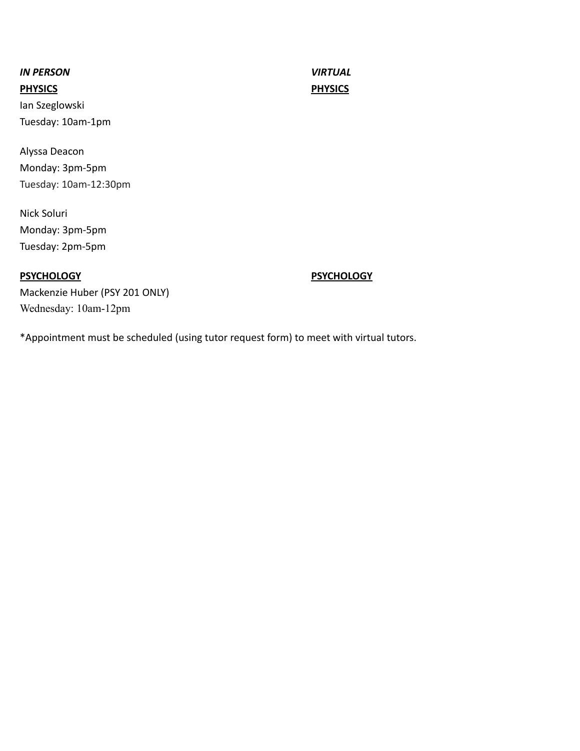***IN PERSON***

**PHYSICS**

Ian Szeglowski
Tuesday: 10am-1pm

Alyssa Deacon
Monday: 3pm-5pm
Tuesday: 10am-12:30pm

Nick Soluri
Monday: 3pm-5pm
Tuesday: 2pm-5pm

**PSYCHOLOGY**

Mackenzie Huber (PSY 201 ONLY)
Wednesday: 10am-12pm

***VIRTUAL***

**PHYSICS**

**PSYCHOLOGY**

*Appointment must be scheduled (using tutor request form) to meet with virtual tutors.